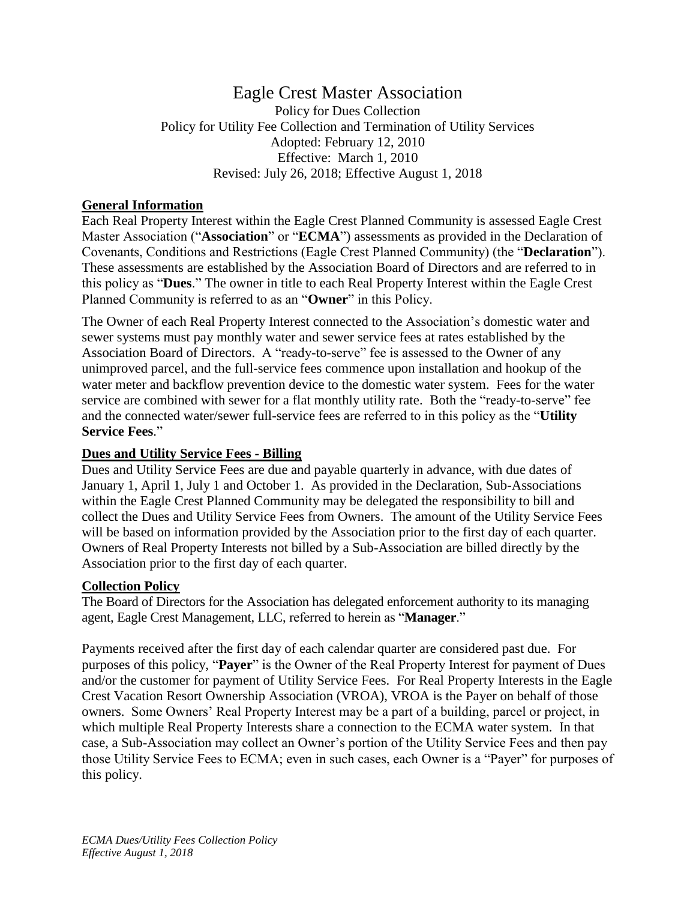# Eagle Crest Master Association

Policy for Dues Collection
Policy for Utility Fee Collection and Termination of Utility Services
Adopted: February 12, 2010
Effective: March 1, 2010
Revised: July 26, 2018; Effective August 1, 2018

## General Information

Each Real Property Interest within the Eagle Crest Planned Community is assessed Eagle Crest Master Association ("**Association**" or "**ECMA**") assessments as provided in the Declaration of Covenants, Conditions and Restrictions (Eagle Crest Planned Community) (the "**Declaration**"). These assessments are established by the Association Board of Directors and are referred to in this policy as "**Dues**." The owner in title to each Real Property Interest within the Eagle Crest Planned Community is referred to as an "**Owner**" in this Policy.

The Owner of each Real Property Interest connected to the Association's domestic water and sewer systems must pay monthly water and sewer service fees at rates established by the Association Board of Directors. A "ready-to-serve" fee is assessed to the Owner of any unimproved parcel, and the full-service fees commence upon installation and hookup of the water meter and backflow prevention device to the domestic water system. Fees for the water service are combined with sewer for a flat monthly utility rate. Both the "ready-to-serve" fee and the connected water/sewer full-service fees are referred to in this policy as the "**Utility Service Fees**."

## Dues and Utility Service Fees - Billing

Dues and Utility Service Fees are due and payable quarterly in advance, with due dates of January 1, April 1, July 1 and October 1. As provided in the Declaration, Sub-Associations within the Eagle Crest Planned Community may be delegated the responsibility to bill and collect the Dues and Utility Service Fees from Owners. The amount of the Utility Service Fees will be based on information provided by the Association prior to the first day of each quarter. Owners of Real Property Interests not billed by a Sub-Association are billed directly by the Association prior to the first day of each quarter.

## Collection Policy

The Board of Directors for the Association has delegated enforcement authority to its managing agent, Eagle Crest Management, LLC, referred to herein as "**Manager**."

Payments received after the first day of each calendar quarter are considered past due. For purposes of this policy, "**Payer**" is the Owner of the Real Property Interest for payment of Dues and/or the customer for payment of Utility Service Fees. For Real Property Interests in the Eagle Crest Vacation Resort Ownership Association (VROA), VROA is the Payer on behalf of those owners. Some Owners' Real Property Interest may be a part of a building, parcel or project, in which multiple Real Property Interests share a connection to the ECMA water system. In that case, a Sub-Association may collect an Owner's portion of the Utility Service Fees and then pay those Utility Service Fees to ECMA; even in such cases, each Owner is a "Payer" for purposes of this policy.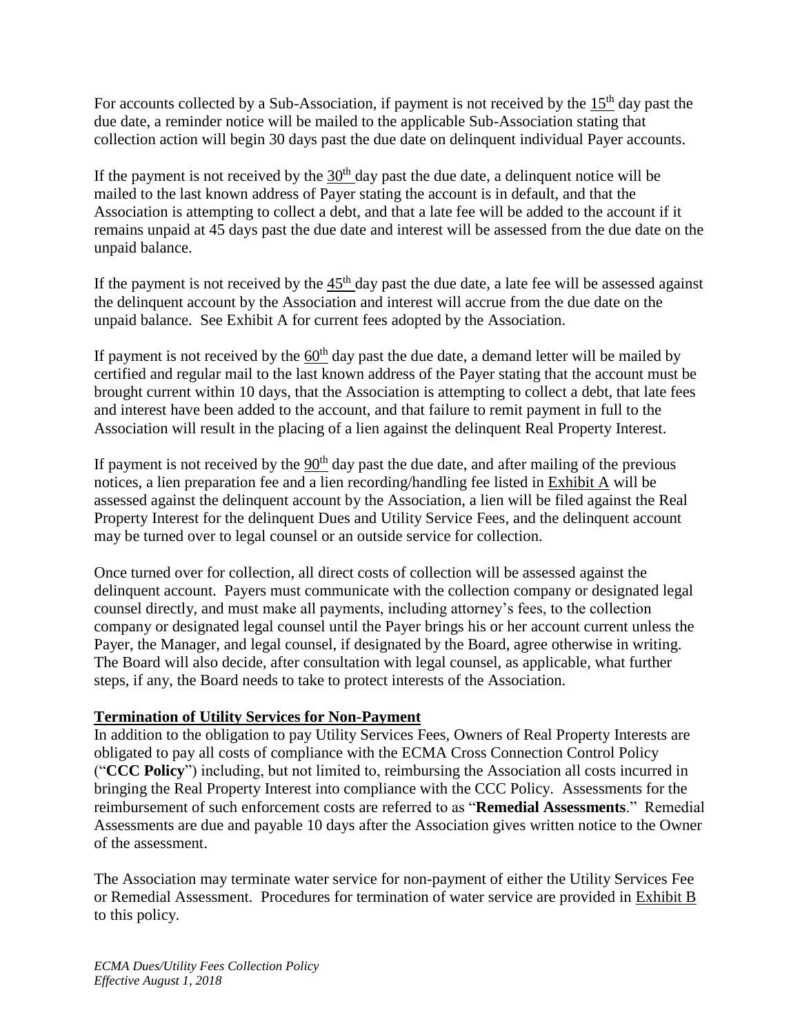For accounts collected by a Sub-Association, if payment is not received by the 15th day past the due date, a reminder notice will be mailed to the applicable Sub-Association stating that collection action will begin 30 days past the due date on delinquent individual Payer accounts.

If the payment is not received by the 30th day past the due date, a delinquent notice will be mailed to the last known address of Payer stating the account is in default, and that the Association is attempting to collect a debt, and that a late fee will be added to the account if it remains unpaid at 45 days past the due date and interest will be assessed from the due date on the unpaid balance.

If the payment is not received by the 45th day past the due date, a late fee will be assessed against the delinquent account by the Association and interest will accrue from the due date on the unpaid balance. See Exhibit A for current fees adopted by the Association.

If payment is not received by the 60th day past the due date, a demand letter will be mailed by certified and regular mail to the last known address of the Payer stating that the account must be brought current within 10 days, that the Association is attempting to collect a debt, that late fees and interest have been added to the account, and that failure to remit payment in full to the Association will result in the placing of a lien against the delinquent Real Property Interest.

If payment is not received by the 90th day past the due date, and after mailing of the previous notices, a lien preparation fee and a lien recording/handling fee listed in Exhibit A will be assessed against the delinquent account by the Association, a lien will be filed against the Real Property Interest for the delinquent Dues and Utility Service Fees, and the delinquent account may be turned over to legal counsel or an outside service for collection.

Once turned over for collection, all direct costs of collection will be assessed against the delinquent account. Payers must communicate with the collection company or designated legal counsel directly, and must make all payments, including attorney's fees, to the collection company or designated legal counsel until the Payer brings his or her account current unless the Payer, the Manager, and legal counsel, if designated by the Board, agree otherwise in writing. The Board will also decide, after consultation with legal counsel, as applicable, what further steps, if any, the Board needs to take to protect interests of the Association.

**Termination of Utility Services for Non-Payment**

In addition to the obligation to pay Utility Services Fees, Owners of Real Property Interests are obligated to pay all costs of compliance with the ECMA Cross Connection Control Policy ("**CCC Policy**") including, but not limited to, reimbursing the Association all costs incurred in bringing the Real Property Interest into compliance with the CCC Policy. Assessments for the reimbursement of such enforcement costs are referred to as "**Remedial Assessments**." Remedial Assessments are due and payable 10 days after the Association gives written notice to the Owner of the assessment.

The Association may terminate water service for non-payment of either the Utility Services Fee or Remedial Assessment. Procedures for termination of water service are provided in Exhibit B to this policy.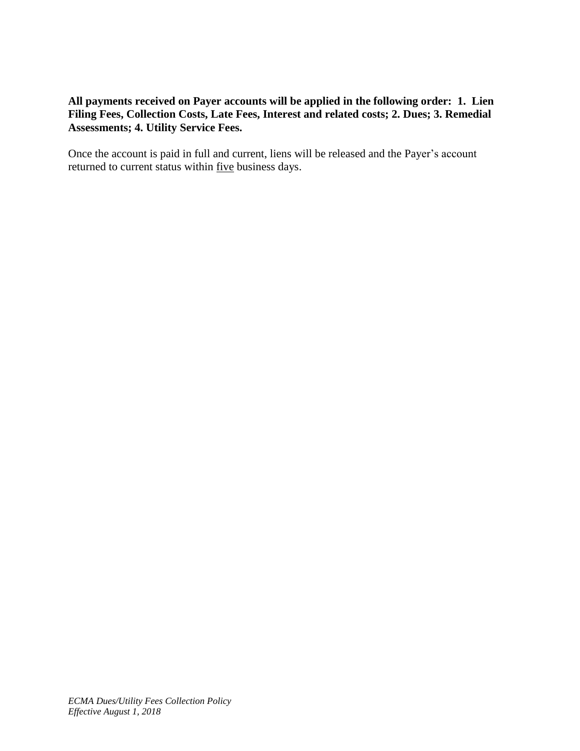**All payments received on Payer accounts will be applied in the following order: 1. Lien Filing Fees, Collection Costs, Late Fees, Interest and related costs; 2. Dues; 3. Remedial Assessments; 4. Utility Service Fees.**

Once the account is paid in full and current, liens will be released and the Payer's account returned to current status within five business days.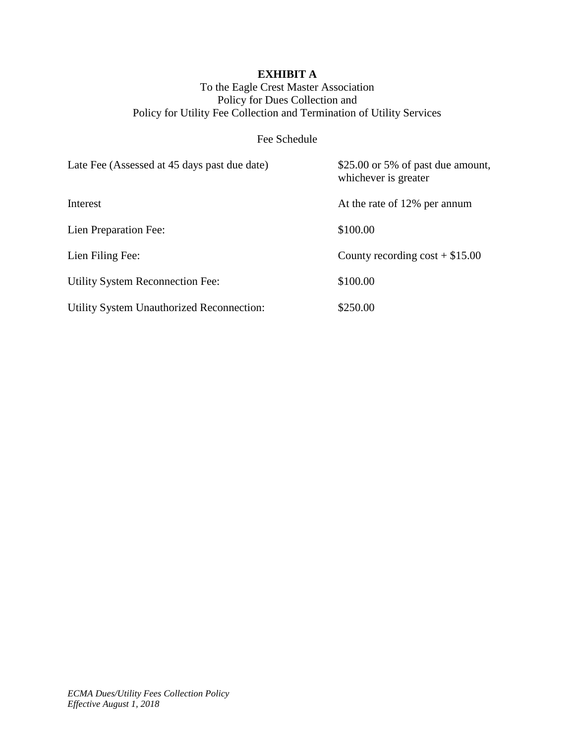**EXHIBIT A**

To the Eagle Crest Master Association
Policy for Dues Collection and
Policy for Utility Fee Collection and Termination of Utility Services

Fee Schedule

| | |
|---|---|
| Late Fee (Assessed at 45 days past due date) | $25.00 or 5% of past due amount, whichever is greater |
| Interest | At the rate of 12% per annum |
| Lien Preparation Fee: | $100.00 |
| Lien Filing Fee: | County recording cost + $15.00 |
| Utility System Reconnection Fee: | $100.00 |
| Utility System Unauthorized Reconnection: | $250.00 |

*ECMA Dues/Utility Fees Collection Policy*
*Effective August 1, 2018*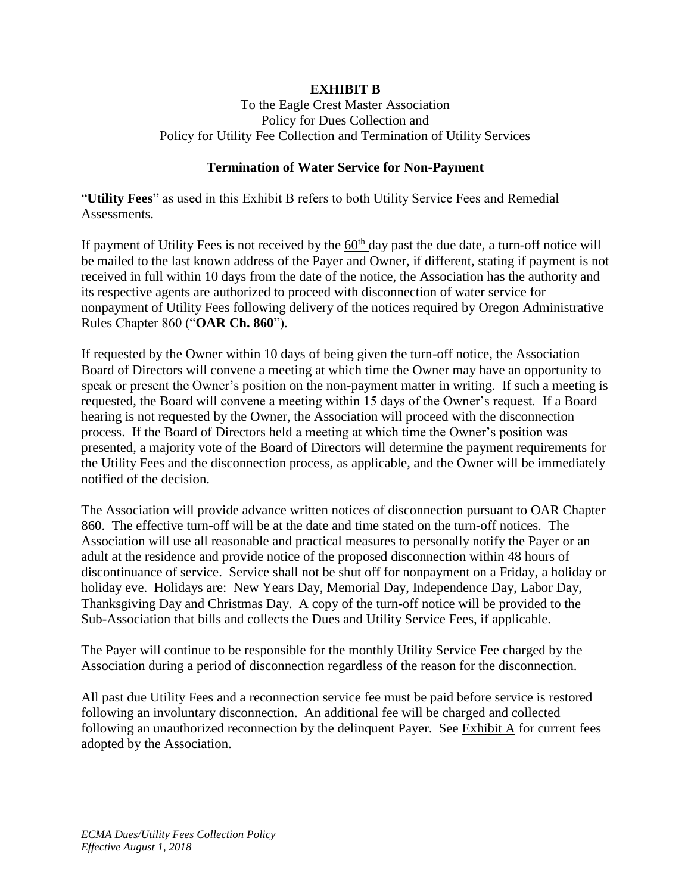**EXHIBIT B**

To the Eagle Crest Master Association
Policy for Dues Collection and
Policy for Utility Fee Collection and Termination of Utility Services

**Termination of Water Service for Non-Payment**

"**Utility Fees**" as used in this Exhibit B refers to both Utility Service Fees and Remedial Assessments.

If payment of Utility Fees is not received by the 60th day past the due date, a turn-off notice will be mailed to the last known address of the Payer and Owner, if different, stating if payment is not received in full within 10 days from the date of the notice, the Association has the authority and its respective agents are authorized to proceed with disconnection of water service for nonpayment of Utility Fees following delivery of the notices required by Oregon Administrative Rules Chapter 860 ("**OAR Ch. 860**").

If requested by the Owner within 10 days of being given the turn-off notice, the Association Board of Directors will convene a meeting at which time the Owner may have an opportunity to speak or present the Owner's position on the non-payment matter in writing. If such a meeting is requested, the Board will convene a meeting within 15 days of the Owner's request. If a Board hearing is not requested by the Owner, the Association will proceed with the disconnection process. If the Board of Directors held a meeting at which time the Owner's position was presented, a majority vote of the Board of Directors will determine the payment requirements for the Utility Fees and the disconnection process, as applicable, and the Owner will be immediately notified of the decision.

The Association will provide advance written notices of disconnection pursuant to OAR Chapter 860. The effective turn-off will be at the date and time stated on the turn-off notices. The Association will use all reasonable and practical measures to personally notify the Payer or an adult at the residence and provide notice of the proposed disconnection within 48 hours of discontinuance of service. Service shall not be shut off for nonpayment on a Friday, a holiday or holiday eve. Holidays are: New Years Day, Memorial Day, Independence Day, Labor Day, Thanksgiving Day and Christmas Day. A copy of the turn-off notice will be provided to the Sub-Association that bills and collects the Dues and Utility Service Fees, if applicable.

The Payer will continue to be responsible for the monthly Utility Service Fee charged by the Association during a period of disconnection regardless of the reason for the disconnection.

All past due Utility Fees and a reconnection service fee must be paid before service is restored following an involuntary disconnection. An additional fee will be charged and collected following an unauthorized reconnection by the delinquent Payer. See Exhibit A for current fees adopted by the Association.